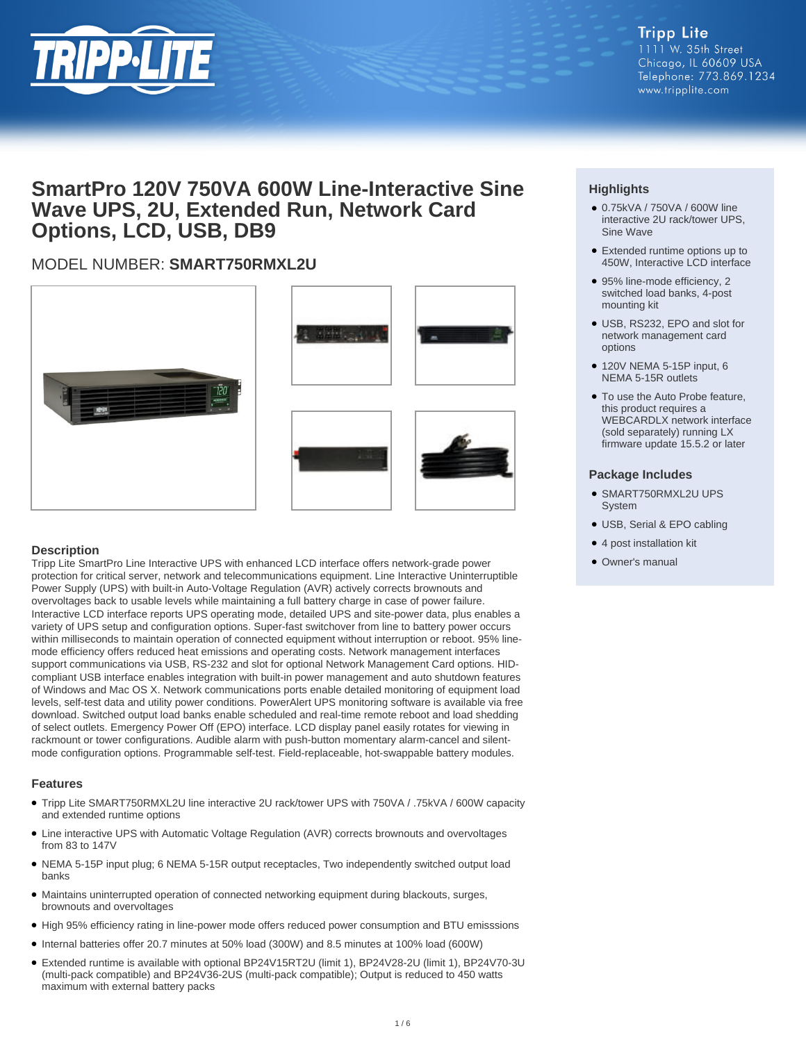Tripp Lite
1111 W. 35th Street
Chicago, IL 60609 USA
Telephone: 773.869.1234
www.tripplite.com

# SmartPro 120V 750VA 600W Line-Interactive Sine Wave UPS, 2U, Extended Run, Network Card Options, LCD, USB, DB9

MODEL NUMBER: **SMART750RMXL2U**

## Highlights

- 0.75kVA / 750VA / 600W line interactive 2U rack/tower UPS, Sine Wave
- Extended runtime options up to 450W, Interactive LCD interface
- 95% line-mode efficiency, 2 switched load banks, 4-post mounting kit
- USB, RS232, EPO and slot for network management card options
- 120V NEMA 5-15P input, 6 NEMA 5-15R outlets
- To use the Auto Probe feature, this product requires a WEBCARDLX network interface (sold separately) running LX firmware update 15.5.2 or later

## Package Includes

- SMART750RMXL2U UPS System
- USB, Serial & EPO cabling
- 4 post installation kit
- Owner's manual

## Description

Tripp Lite SmartPro Line Interactive UPS with enhanced LCD interface offers network-grade power protection for critical server, network and telecommunications equipment. Line Interactive Uninterruptible Power Supply (UPS) with built-in Auto-Voltage Regulation (AVR) actively corrects brownouts and overvoltages back to usable levels while maintaining a full battery charge in case of power failure. Interactive LCD interface reports UPS operating mode, detailed UPS and site-power data, plus enables a variety of UPS setup and configuration options. Super-fast switchover from line to battery power occurs within milliseconds to maintain operation of connected equipment without interruption or reboot. 95% line-mode efficiency offers reduced heat emissions and operating costs. Network management interfaces support communications via USB, RS-232 and slot for optional Network Management Card options. HID-compliant USB interface enables integration with built-in power management and auto shutdown features of Windows and Mac OS X. Network communications ports enable detailed monitoring of equipment load levels, self-test data and utility power conditions. PowerAlert UPS monitoring software is available via free download. Switched output load banks enable scheduled and real-time remote reboot and load shedding of select outlets. Emergency Power Off (EPO) interface. LCD display panel easily rotates for viewing in rackmount or tower configurations. Audible alarm with push-button momentary alarm-cancel and silent-mode configuration options. Programmable self-test. Field-replaceable, hot-swappable battery modules.

## Features

- Tripp Lite SMART750RMXL2U line interactive 2U rack/tower UPS with 750VA / .75kVA / 600W capacity and extended runtime options
- Line interactive UPS with Automatic Voltage Regulation (AVR) corrects brownouts and overvoltages from 83 to 147V
- NEMA 5-15P input plug; 6 NEMA 5-15R output receptacles, Two independently switched output load banks
- Maintains uninterrupted operation of connected networking equipment during blackouts, surges, brownouts and overvoltages
- High 95% efficiency rating in line-power mode offers reduced power consumption and BTU emisssions
- Internal batteries offer 20.7 minutes at 50% load (300W) and 8.5 minutes at 100% load (600W)
- Extended runtime is available with optional BP24V15RT2U (limit 1), BP24V28-2U (limit 1), BP24V70-3U (multi-pack compatible) and BP24V36-2US (multi-pack compatible); Output is reduced to 450 watts maximum with external battery packs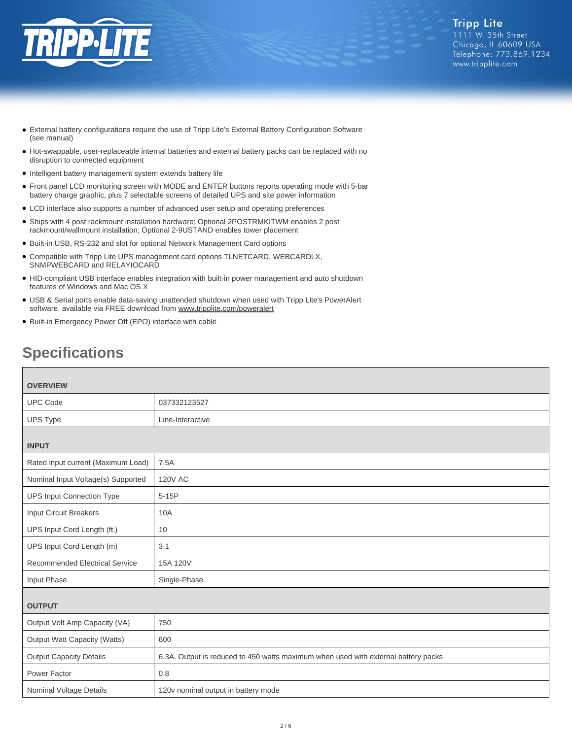- External battery configurations require the use of Tripp Lite's External Battery Configuration Software (see manual)
- Hot-swappable, user-replaceable internal batteries and external battery packs can be replaced with no disruption to connected equipment
- Intelligent battery management system extends battery life
- Front panel LCD monitoring screen with MODE and ENTER buttons reports operating mode with 5-bar battery charge graphic, plus 7 selectable screens of detailed UPS and site power information
- LCD interface also supports a number of advanced user setup and operating preferences
- Ships with 4 post rackmount installation hardware; Optional 2POSTRMKITWM enables 2 post rackmount/wallmount installation; Optional 2-9USTAND enables tower placement
- Built-in USB, RS-232 and slot for optional Network Management Card options
- Compatible with Tripp Lite UPS management card options TLNETCARD, WEBCARDLX, SNMPWEBCARD and RELAYIOCARD
- HID-compliant USB interface enables integration with built-in power management and auto shutdown features of Windows and Mac OS X
- USB & Serial ports enable data-saving unattended shutdown when used with Tripp Lite's PowerAlert software, available via FREE download from www.tripplite.com/poweralert
- Built-in Emergency Power Off (EPO) interface with cable

## Specifications

| **OVERVIEW** | |
|---|---|
| UPC Code | 037332123527 |
| UPS Type | Line-Interactive |
| **INPUT** | |
| Rated input current (Maximum Load) | 7.5A |
| Nominal Input Voltage(s) Supported | 120V AC |
| UPS Input Connection Type | 5-15P |
| Input Circuit Breakers | 10A |
| UPS Input Cord Length (ft.) | 10 |
| UPS Input Cord Length (m) | 3.1 |
| Recommended Electrical Service | 15A 120V |
| Input Phase | Single-Phase |
| **OUTPUT** | |
| Output Volt Amp Capacity (VA) | 750 |
| Output Watt Capacity (Watts) | 600 |
| Output Capacity Details | 6.3A. Output is reduced to 450 watts maximum when used with external battery packs |
| Power Factor | 0.8 |
| Nominal Voltage Details | 120v nominal output in battery mode |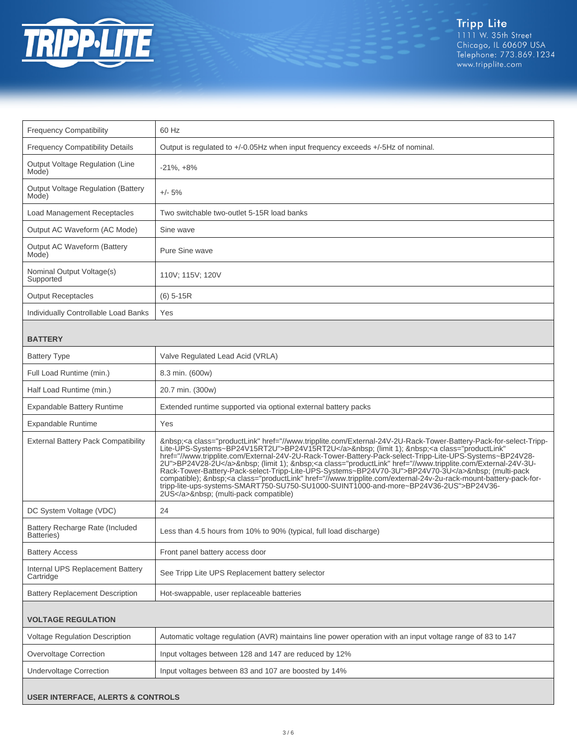| | |
|---|---|
| Frequency Compatibility | 60 Hz |
| Frequency Compatibility Details | Output is regulated to +/-0.05Hz when input frequency exceeds +/-5Hz of nominal. |
| Output Voltage Regulation (Line Mode) | -21%, +8% |
| Output Voltage Regulation (Battery Mode) | +/- 5% |
| Load Management Receptacles | Two switchable two-outlet 5-15R load banks |
| Output AC Waveform (AC Mode) | Sine wave |
| Output AC Waveform (Battery Mode) | Pure Sine wave |
| Nominal Output Voltage(s) Supported | 110V; 115V; 120V |
| Output Receptacles | (6) 5-15R |
| Individually Controllable Load Banks | Yes |
| **BATTERY** | |
| Battery Type | Valve Regulated Lead Acid (VRLA) |
| Full Load Runtime (min.) | 8.3 min. (600w) |
| Half Load Runtime (min.) | 20.7 min. (300w) |
| Expandable Battery Runtime | Extended runtime supported via optional external battery packs |
| Expandable Runtime | Yes |
| External Battery Pack Compatibility | &nbsp;<a class="productLink" href="//www.tripplite.com/External-24V-2U-Rack-Tower-Battery-Pack-for-select-Tripp-Lite-UPS-Systems~BP24V15RT2U">BP24V15RT2U</a>&nbsp; (limit 1); &nbsp;<a class="productLink" href="//www.tripplite.com/External-24V-2U-Rack-Tower-Battery-Pack-select-Tripp-Lite-UPS-Systems~BP24V28-2U">BP24V28-2U</a>&nbsp; (limit 1); &nbsp;<a class="productLink" href="//www.tripplite.com/External-24V-3U-Rack-Tower-Battery-Pack-select-Tripp-Lite-UPS-Systems~BP24V70-3U">BP24V70-3U</a>&nbsp; (multi-pack compatible); &nbsp;<a class="productLink" href="//www.tripplite.com/external-24v-2u-rack-mount-battery-pack-for-tripp-lite-ups-systems-SMART750-SU750-SU1000-SUINT1000-and-more~BP24V36-2US">BP24V36-2US</a>&nbsp; (multi-pack compatible) |
| DC System Voltage (VDC) | 24 |
| Battery Recharge Rate (Included Batteries) | Less than 4.5 hours from 10% to 90% (typical, full load discharge) |
| Battery Access | Front panel battery access door |
| Internal UPS Replacement Battery Cartridge | See Tripp Lite UPS Replacement battery selector |
| Battery Replacement Description | Hot-swappable, user replaceable batteries |
| **VOLTAGE REGULATION** | |
| Voltage Regulation Description | Automatic voltage regulation (AVR) maintains line power operation with an input voltage range of 83 to 147 |
| Overvoltage Correction | Input voltages between 128 and 147 are reduced by 12% |
| Undervoltage Correction | Input voltages between 83 and 107 are boosted by 14% |
| **USER INTERFACE, ALERTS & CONTROLS** | |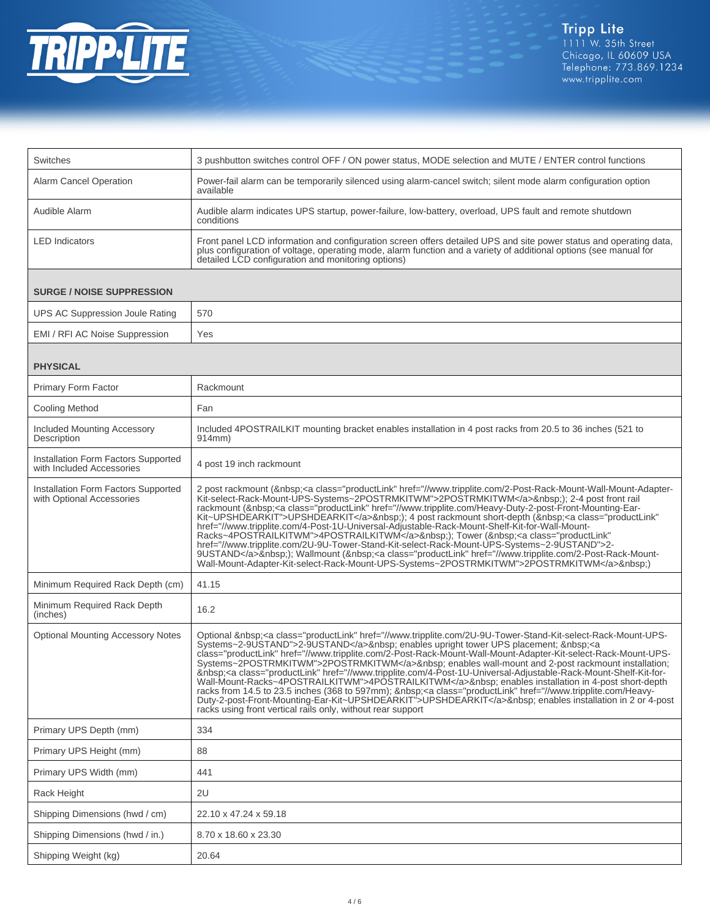| | |
|---|---|
| Switches | 3 pushbutton switches control OFF / ON power status, MODE selection and MUTE / ENTER control functions |
| Alarm Cancel Operation | Power-fail alarm can be temporarily silenced using alarm-cancel switch; silent mode alarm configuration option available |
| Audible Alarm | Audible alarm indicates UPS startup, power-failure, low-battery, overload, UPS fault and remote shutdown conditions |
| LED Indicators | Front panel LCD information and configuration screen offers detailed UPS and site power status and operating data, plus configuration of voltage, operating mode, alarm function and a variety of additional options (see manual for detailed LCD configuration and monitoring options) |
| **SURGE / NOISE SUPPRESSION** | |
| UPS AC Suppression Joule Rating | 570 |
| EMI / RFI AC Noise Suppression | Yes |
| **PHYSICAL** | |
| Primary Form Factor | Rackmount |
| Cooling Method | Fan |
| Included Mounting Accessory Description | Included 4POSTRAILKIT mounting bracket enables installation in 4 post racks from 20.5 to 36 inches (521 to 914mm) |
| Installation Form Factors Supported with Included Accessories | 4 post 19 inch rackmount |
| Installation Form Factors Supported with Optional Accessories | 2 post rackmount (&nbsp;<a class="productLink" href="//www.tripplite.com/2-Post-Rack-Mount-Wall-Mount-Adapter-Kit-select-Rack-Mount-UPS-Systems~2POSTRMKITWM">2POSTRMKITWM</a>&nbsp;); 2-4 post front rail rackmount (&nbsp;<a class="productLink" href="//www.tripplite.com/Heavy-Duty-2-post-Front-Mounting-Ear-Kit~UPSHDEARKIT">UPSHDEARKIT</a>&nbsp;); 4 post rackmount short-depth (&nbsp;<a class="productLink" href="//www.tripplite.com/4-Post-1U-Universal-Adjustable-Rack-Mount-Shelf-Kit-for-Wall-Mount-Racks~4POSTRAILKITWM">4POSTRAILKITWM</a>&nbsp;); Tower (&nbsp;<a class="productLink" href="//www.tripplite.com/2U-9U-Tower-Stand-Kit-select-Rack-Mount-UPS-Systems~2-9USTAND">2-9USTAND</a>&nbsp;); Wallmount (&nbsp;<a class="productLink" href="//www.tripplite.com/2-Post-Rack-Mount-Wall-Mount-Adapter-Kit-select-Rack-Mount-UPS-Systems~2POSTRMKITWM">2POSTRMKITWM</a>&nbsp;) |
| Minimum Required Rack Depth (cm) | 41.15 |
| Minimum Required Rack Depth (inches) | 16.2 |
| Optional Mounting Accessory Notes | Optional &nbsp;<a class="productLink" href="//www.tripplite.com/2U-9U-Tower-Stand-Kit-select-Rack-Mount-UPS-Systems~2-9USTAND">2-9USTAND</a>&nbsp; enables upright tower UPS placement; &nbsp;<a class="productLink" href="//www.tripplite.com/2-Post-Rack-Mount-Wall-Mount-Adapter-Kit-select-Rack-Mount-UPS-Systems~2POSTRMKITWM">2POSTRMKITWM</a>&nbsp; enables wall-mount and 2-post rackmount installation; &nbsp;<a class="productLink" href="//www.tripplite.com/4-Post-1U-Universal-Adjustable-Rack-Mount-Shelf-Kit-for-Wall-Mount-Racks~4POSTRAILKITWM">4POSTRAILKITWM</a>&nbsp; enables installation in 4-post short-depth racks from 14.5 to 23.5 inches (368 to 597mm); &nbsp;<a class="productLink" href="//www.tripplite.com/Heavy-Duty-2-post-Front-Mounting-Ear-Kit~UPSHDEARKIT">UPSHDEARKIT</a>&nbsp; enables installation in 2 or 4-post racks using front vertical rails only, without rear support |
| Primary UPS Depth (mm) | 334 |
| Primary UPS Height (mm) | 88 |
| Primary UPS Width (mm) | 441 |
| Rack Height | 2U |
| Shipping Dimensions (hwd / cm) | 22.10 x 47.24 x 59.18 |
| Shipping Dimensions (hwd / in.) | 8.70 x 18.60 x 23.30 |
| Shipping Weight (kg) | 20.64 |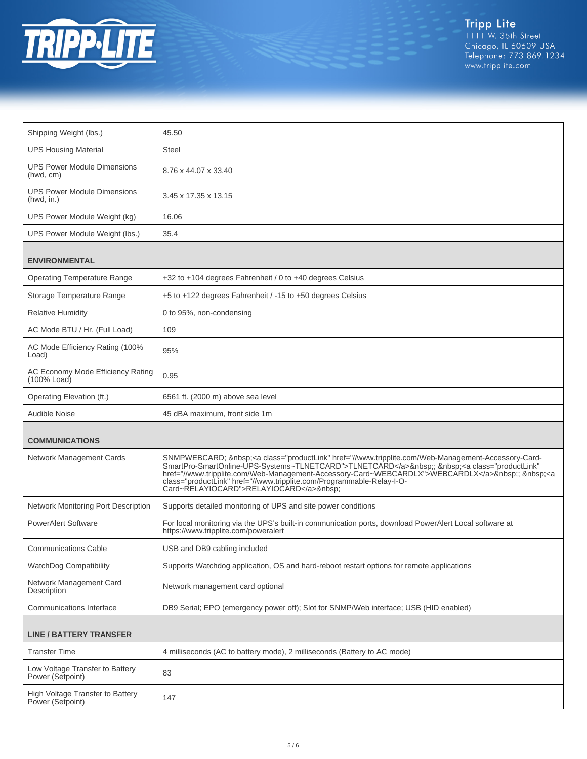| | |
|---|---|
| Shipping Weight (lbs.) | 45.50 |
| UPS Housing Material | Steel |
| UPS Power Module Dimensions (hwd, cm) | 8.76 x 44.07 x 33.40 |
| UPS Power Module Dimensions (hwd, in.) | 3.45 x 17.35 x 13.15 |
| UPS Power Module Weight (kg) | 16.06 |
| UPS Power Module Weight (lbs.) | 35.4 |
| **ENVIRONMENTAL** | |
| Operating Temperature Range | +32 to +104 degrees Fahrenheit / 0 to +40 degrees Celsius |
| Storage Temperature Range | +5 to +122 degrees Fahrenheit / -15 to +50 degrees Celsius |
| Relative Humidity | 0 to 95%, non-condensing |
| AC Mode BTU / Hr. (Full Load) | 109 |
| AC Mode Efficiency Rating (100% Load) | 95% |
| AC Economy Mode Efficiency Rating (100% Load) | 0.95 |
| Operating Elevation (ft.) | 6561 ft. (2000 m) above sea level |
| Audible Noise | 45 dBA maximum, front side 1m |
| **COMMUNICATIONS** | |
| Network Management Cards | SNMPWEBCARD; &nbsp;<a class="productLink" href="//www.tripplite.com/Web-Management-Accessory-Card-SmartPro-SmartOnline-UPS-Systems~TLNETCARD">TLNETCARD</a>&nbsp;; &nbsp;<a class="productLink" href="//www.tripplite.com/Web-Management-Accessory-Card~WEBCARDLX">WEBCARDLX</a>&nbsp;; &nbsp;<a class="productLink" href="//www.tripplite.com/Programmable-Relay-I-O-Card~RELAYIOCARD">RELAYIOCARD</a>&nbsp; |
| Network Monitoring Port Description | Supports detailed monitoring of UPS and site power conditions |
| PowerAlert Software | For local monitoring via the UPS's built-in communication ports, download PowerAlert Local software at https://www.tripplite.com/poweralert |
| Communications Cable | USB and DB9 cabling included |
| WatchDog Compatibility | Supports Watchdog application, OS and hard-reboot restart options for remote applications |
| Network Management Card Description | Network management card optional |
| Communications Interface | DB9 Serial; EPO (emergency power off); Slot for SNMP/Web interface; USB (HID enabled) |
| **LINE / BATTERY TRANSFER** | |
| Transfer Time | 4 milliseconds (AC to battery mode), 2 milliseconds (Battery to AC mode) |
| Low Voltage Transfer to Battery Power (Setpoint) | 83 |
| High Voltage Transfer to Battery Power (Setpoint) | 147 |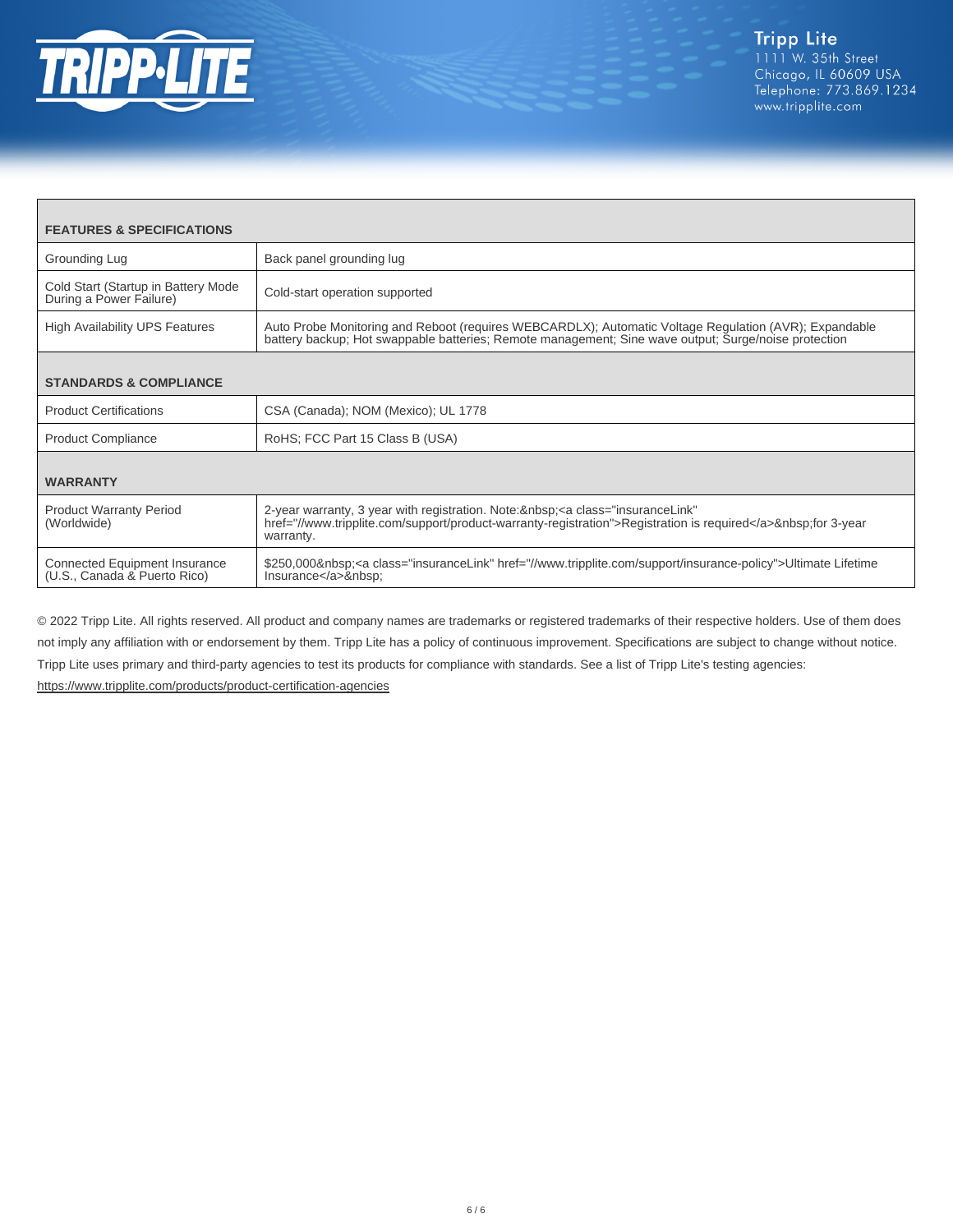Tripp Lite
1111 W. 35th Street
Chicago, IL 60609 USA
Telephone: 773.869.1234
www.tripplite.com

| | |
|---|---|
| **FEATURES & SPECIFICATIONS** | |
| Grounding Lug | Back panel grounding lug |
| Cold Start (Startup in Battery Mode During a Power Failure) | Cold-start operation supported |
| High Availability UPS Features | Auto Probe Monitoring and Reboot (requires WEBCARDLX); Automatic Voltage Regulation (AVR); Expandable battery backup; Hot swappable batteries; Remote management; Sine wave output; Surge/noise protection |
| **STANDARDS & COMPLIANCE** | |
| Product Certifications | CSA (Canada); NOM (Mexico); UL 1778 |
| Product Compliance | RoHS; FCC Part 15 Class B (USA) |
| **WARRANTY** | |
| Product Warranty Period (Worldwide) | 2-year warranty, 3 year with registration. Note:&nbsp;<a class="insuranceLink" href="//www.tripplite.com/support/product-warranty-registration">Registration is required</a>&nbsp;for 3-year warranty. |
| Connected Equipment Insurance (U.S., Canada & Puerto Rico) | $250,000&nbsp;<a class="insuranceLink" href="//www.tripplite.com/support/insurance-policy">Ultimate Lifetime Insurance</a>&nbsp; |

© 2022 Tripp Lite. All rights reserved. All product and company names are trademarks or registered trademarks of their respective holders. Use of them does not imply any affiliation with or endorsement by them. Tripp Lite has a policy of continuous improvement. Specifications are subject to change without notice. Tripp Lite uses primary and third-party agencies to test its products for compliance with standards. See a list of Tripp Lite's testing agencies: https://www.tripplite.com/products/product-certification-agencies